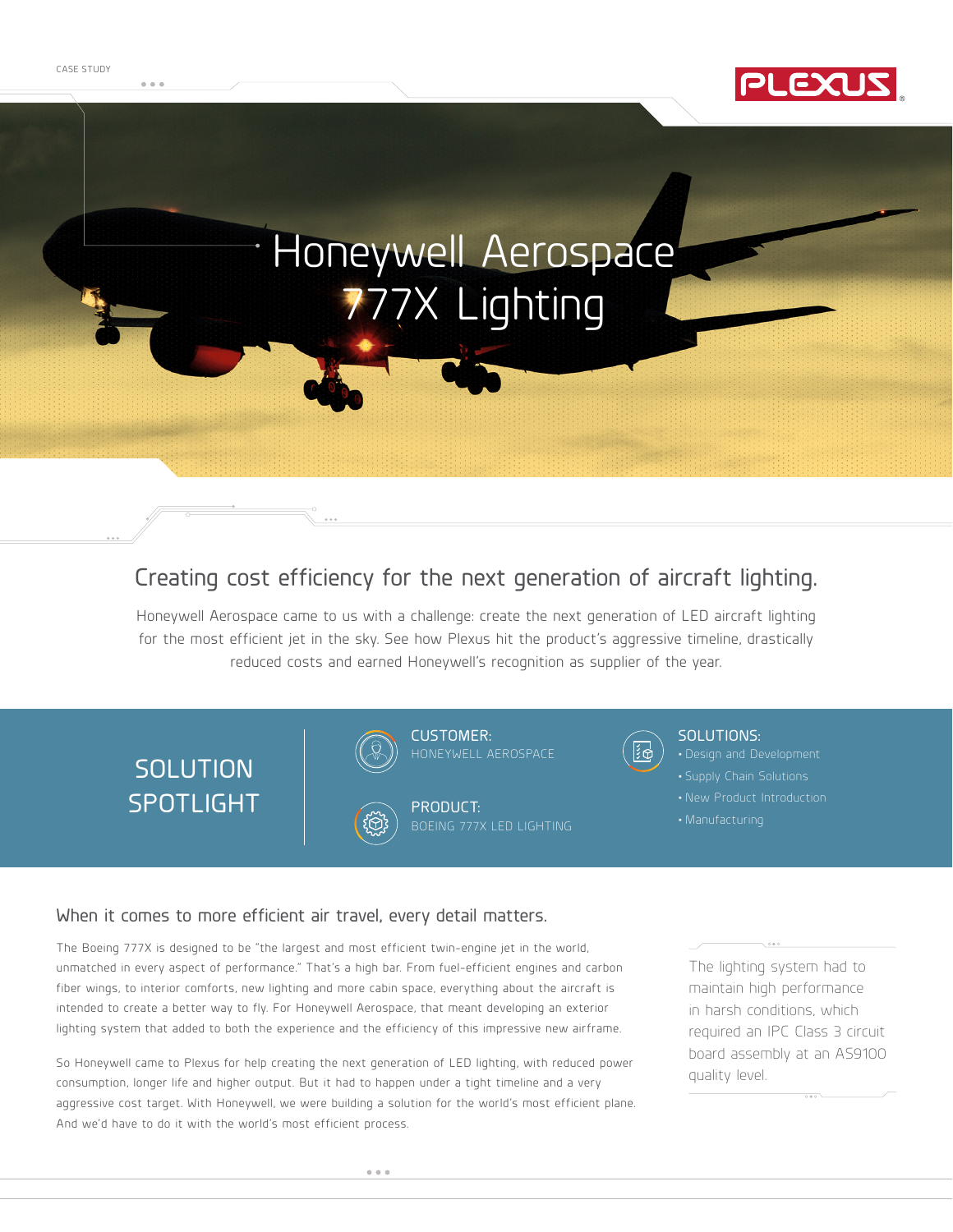CASE STUDY

PLEXUS

# Honeywell Aerospace 777X Lighting

## Creating cost efficiency for the next generation of aircraft lighting.

Honeywell Aerospace came to us with a challenge: create the next generation of LED aircraft lighting for the most efficient jet in the sky. See how Plexus hit the product's aggressive timeline, drastically reduced costs and earned Honeywell's recognition as supplier of the year.

## SOLUTION SPOTLIGHT

**CUSTOMER:**
HONEYWELL AEROSPACE

**PRODUCT:**
BOEING 777X LED LIGHTING

**SOLUTIONS:**
- Design and Development
- Supply Chain Solutions
- New Product Introduction
- Manufacturing

### When it comes to more efficient air travel, every detail matters.

The Boeing 777X is designed to be "the largest and most efficient twin-engine jet in the world, unmatched in every aspect of performance." That's a high bar. From fuel-efficient engines and carbon fiber wings, to interior comforts, new lighting and more cabin space, everything about the aircraft is intended to create a better way to fly. For Honeywell Aerospace, that meant developing an exterior lighting system that added to both the experience and the efficiency of this impressive new airframe.

So Honeywell came to Plexus for help creating the next generation of LED lighting, with reduced power consumption, longer life and higher output. But it had to happen under a tight timeline and a very aggressive cost target. With Honeywell, we were building a solution for the world's most efficient plane. And we'd have to do it with the world's most efficient process.

The lighting system had to maintain high performance in harsh conditions, which required an IPC Class 3 circuit board assembly at an AS9100 quality level.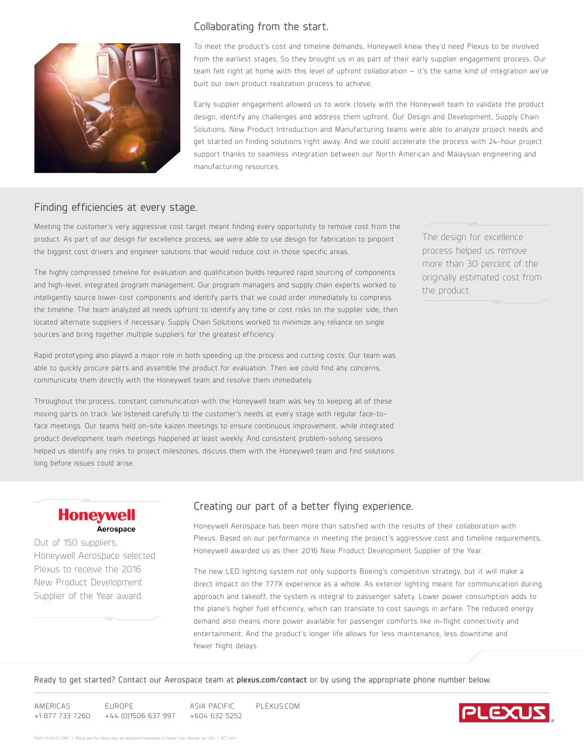## Collaborating from the start.

To meet the product's cost and timeline demands, Honeywell knew they'd need Plexus to be involved from the earliest stages. So they brought us in as part of their early supplier engagement process. Our team felt right at home with this level of upfront collaboration – it's the same kind of integration we've built our own product realization process to achieve.

Early supplier engagement allowed us to work closely with the Honeywell team to validate the product design, identify any challenges and address them upfront. Our Design and Development, Supply Chain Solutions, New Product Introduction and Manufacturing teams were able to analyze project needs and get started on finding solutions right away. And we could accelerate the process with 24-hour project support thanks to seamless integration between our North American and Malaysian engineering and manufacturing resources.

## Finding efficiencies at every stage.

Meeting the customer's very aggressive cost target meant finding every opportunity to remove cost from the product. As part of our design for excellence process, we were able to use design for fabrication to pinpoint the biggest cost drivers and engineer solutions that would reduce cost in those specific areas.

The highly compressed timeline for evaluation and qualification builds required rapid sourcing of components and high-level, integrated program management. Our program managers and supply chain experts worked to intelligently source lower-cost components and identify parts that we could order immediately to compress the timeline. The team analyzed all needs upfront to identify any time or cost risks on the supplier side, then located alternate suppliers if necessary. Supply Chain Solutions worked to minimize any reliance on single sources and bring together multiple suppliers for the greatest efficiency.

Rapid prototyping also played a major role in both speeding up the process and cutting costs. Our team was able to quickly procure parts and assemble the product for evaluation. Then we could find any concerns, communicate them directly with the Honeywell team and resolve them immediately.

Throughout the process, constant communication with the Honeywell team was key to keeping all of these moving parts on track. We listened carefully to the customer's needs at every stage with regular face-to-face meetings. Our teams held on-site kaizen meetings to ensure continuous improvement, while integrated product development team meetings happened at least weekly. And consistent problem-solving sessions helped us identify any risks to project milestones, discuss them with the Honeywell team and find solutions long before issues could arise.

> The design for excellence process helped us remove more than 30 percent of the originally estimated cost from the product.

**Honeywell** Aerospace

> Out of 150 suppliers, Honeywell Aerospace selected Plexus to receive the 2016 New Product Development Supplier of the Year award.

## Creating our part of a better flying experience.

Honeywell Aerospace has been more than satisfied with the results of their collaboration with Plexus. Based on our performance in meeting the project's aggressive cost and timeline requirements, Honeywell awarded us as their 2016 New Product Development Supplier of the Year.

The new LED lighting system not only supports Boeing's competitive strategy, but it will make a direct impact on the 777X experience as a whole. As exterior lighting meant for communication during approach and takeoff, the system is integral to passenger safety. Lower power consumption adds to the plane's higher fuel efficiency, which can translate to cost savings in airfare. The reduced energy demand also means more power available for passenger comforts like in-flight connectivity and entertainment. And the product's longer life allows for less maintenance, less downtime and fewer flight delays.

Ready to get started? Contact our Aerospace team at **plexus.com/contact** or by using the appropriate phone number below.

AMERICAS
+1 877 733 7260

EUROPE
+44 (0)1506 637 997

ASIA PACIFIC
+604 632 5252

PLEXUS.COM

PLEXUS®

©2017 PLEXUS CORP. | Plexus and the Plexus logo are registered trademarks of Plexus Corp., Neenah, WI, USA | OCT 2017